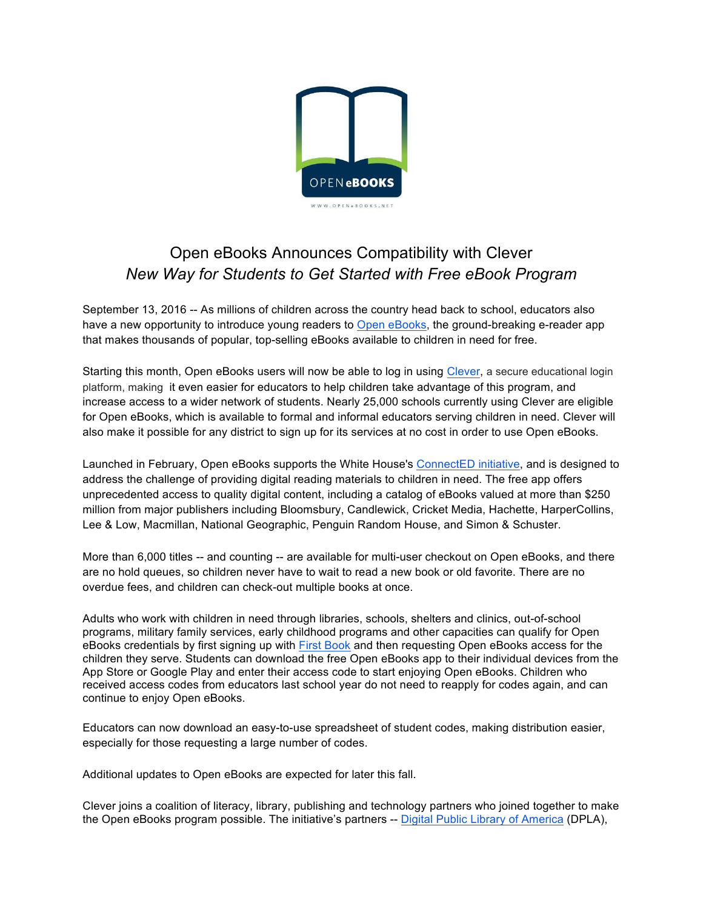# Open eBooks Announces Compatibility with Clever

*New Way for Students to Get Started with Free eBook Program*

September 13, 2016 -- As millions of children across the country head back to school, educators also have a new opportunity to introduce young readers to Open eBooks, the ground-breaking e-reader app that makes thousands of popular, top-selling eBooks available to children in need for free.

Starting this month, Open eBooks users will now be able to log in using Clever, a secure educational login platform, making it even easier for educators to help children take advantage of this program, and increase access to a wider network of students. Nearly 25,000 schools currently using Clever are eligible for Open eBooks, which is available to formal and informal educators serving children in need. Clever will also make it possible for any district to sign up for its services at no cost in order to use Open eBooks.

Launched in February, Open eBooks supports the White House's ConnectED initiative, and is designed to address the challenge of providing digital reading materials to children in need. The free app offers unprecedented access to quality digital content, including a catalog of eBooks valued at more than $250 million from major publishers including Bloomsbury, Candlewick, Cricket Media, Hachette, HarperCollins, Lee & Low, Macmillan, National Geographic, Penguin Random House, and Simon & Schuster.

More than 6,000 titles -- and counting -- are available for multi-user checkout on Open eBooks, and there are no hold queues, so children never have to wait to read a new book or old favorite. There are no overdue fees, and children can check-out multiple books at once.

Adults who work with children in need through libraries, schools, shelters and clinics, out-of-school programs, military family services, early childhood programs and other capacities can qualify for Open eBooks credentials by first signing up with First Book and then requesting Open eBooks access for the children they serve. Students can download the free Open eBooks app to their individual devices from the App Store or Google Play and enter their access code to start enjoying Open eBooks. Children who received access codes from educators last school year do not need to reapply for codes again, and can continue to enjoy Open eBooks.

Educators can now download an easy-to-use spreadsheet of student codes, making distribution easier, especially for those requesting a large number of codes.

Additional updates to Open eBooks are expected for later this fall.

Clever joins a coalition of literacy, library, publishing and technology partners who joined together to make the Open eBooks program possible. The initiative's partners -- Digital Public Library of America (DPLA),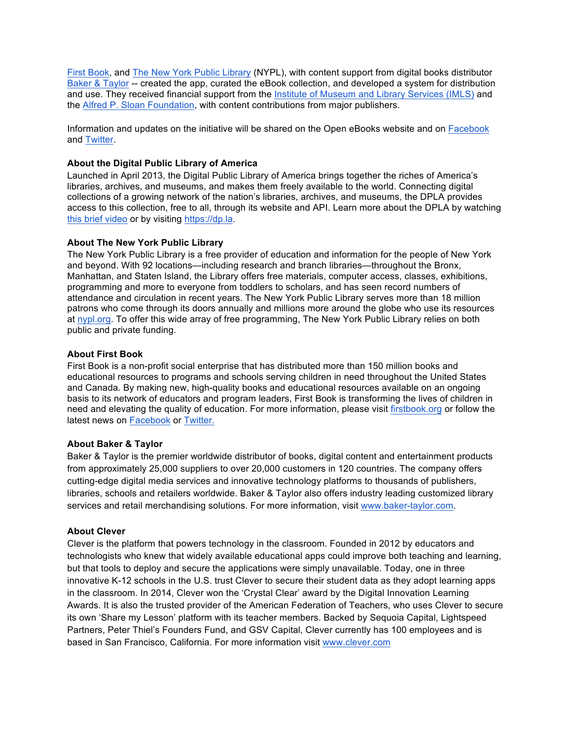First Book, and The New York Public Library (NYPL), with content support from digital books distributor Baker & Taylor -- created the app, curated the eBook collection, and developed a system for distribution and use. They received financial support from the Institute of Museum and Library Services (IMLS) and the Alfred P. Sloan Foundation, with content contributions from major publishers.

Information and updates on the initiative will be shared on the Open eBooks website and on Facebook and Twitter.

**About the Digital Public Library of America**
Launched in April 2013, the Digital Public Library of America brings together the riches of America's libraries, archives, and museums, and makes them freely available to the world. Connecting digital collections of a growing network of the nation's libraries, archives, and museums, the DPLA provides access to this collection, free to all, through its website and API. Learn more about the DPLA by watching this brief video or by visiting https://dp.la.

**About The New York Public Library**
The New York Public Library is a free provider of education and information for the people of New York and beyond. With 92 locations—including research and branch libraries—throughout the Bronx, Manhattan, and Staten Island, the Library offers free materials, computer access, classes, exhibitions, programming and more to everyone from toddlers to scholars, and has seen record numbers of attendance and circulation in recent years. The New York Public Library serves more than 18 million patrons who come through its doors annually and millions more around the globe who use its resources at nypl.org. To offer this wide array of free programming, The New York Public Library relies on both public and private funding.

**About First Book**
First Book is a non-profit social enterprise that has distributed more than 150 million books and educational resources to programs and schools serving children in need throughout the United States and Canada. By making new, high-quality books and educational resources available on an ongoing basis to its network of educators and program leaders, First Book is transforming the lives of children in need and elevating the quality of education. For more information, please visit firstbook.org or follow the latest news on Facebook or Twitter.

**About Baker & Taylor**
Baker & Taylor is the premier worldwide distributor of books, digital content and entertainment products from approximately 25,000 suppliers to over 20,000 customers in 120 countries. The company offers cutting-edge digital media services and innovative technology platforms to thousands of publishers, libraries, schools and retailers worldwide. Baker & Taylor also offers industry leading customized library services and retail merchandising solutions. For more information, visit www.baker-taylor.com.

**About Clever**
Clever is the platform that powers technology in the classroom. Founded in 2012 by educators and technologists who knew that widely available educational apps could improve both teaching and learning, but that tools to deploy and secure the applications were simply unavailable. Today, one in three innovative K-12 schools in the U.S. trust Clever to secure their student data as they adopt learning apps in the classroom. In 2014, Clever won the 'Crystal Clear' award by the Digital Innovation Learning Awards. It is also the trusted provider of the American Federation of Teachers, who uses Clever to secure its own 'Share my Lesson' platform with its teacher members. Backed by Sequoia Capital, Lightspeed Partners, Peter Thiel's Founders Fund, and GSV Capital, Clever currently has 100 employees and is based in San Francisco, California. For more information visit www.clever.com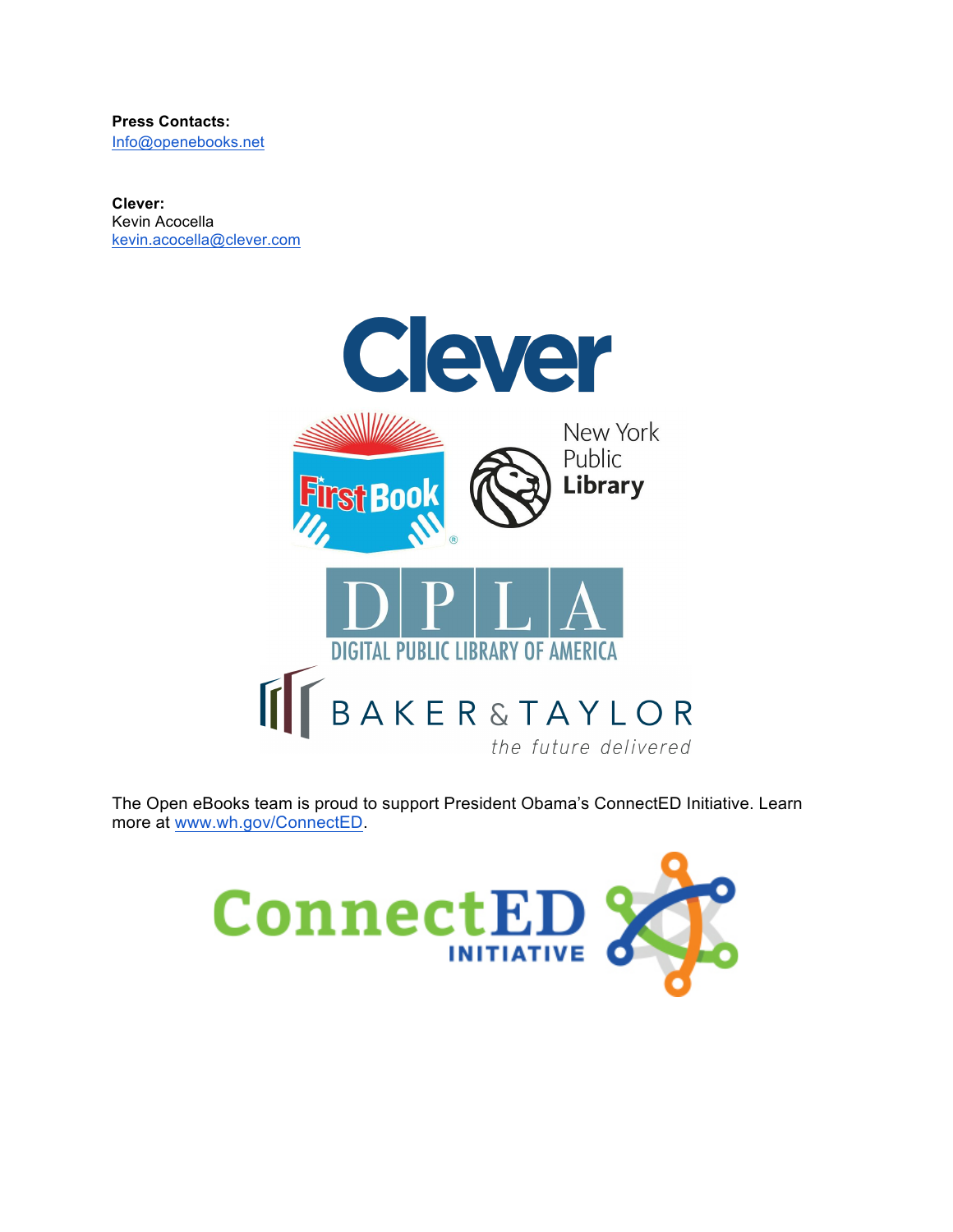**Press Contacts:**
Info@openebooks.net

**Clever:**
Kevin Acocella
kevin.acocella@clever.com

The Open eBooks team is proud to support President Obama's ConnectED Initiative. Learn more at www.wh.gov/ConnectED.